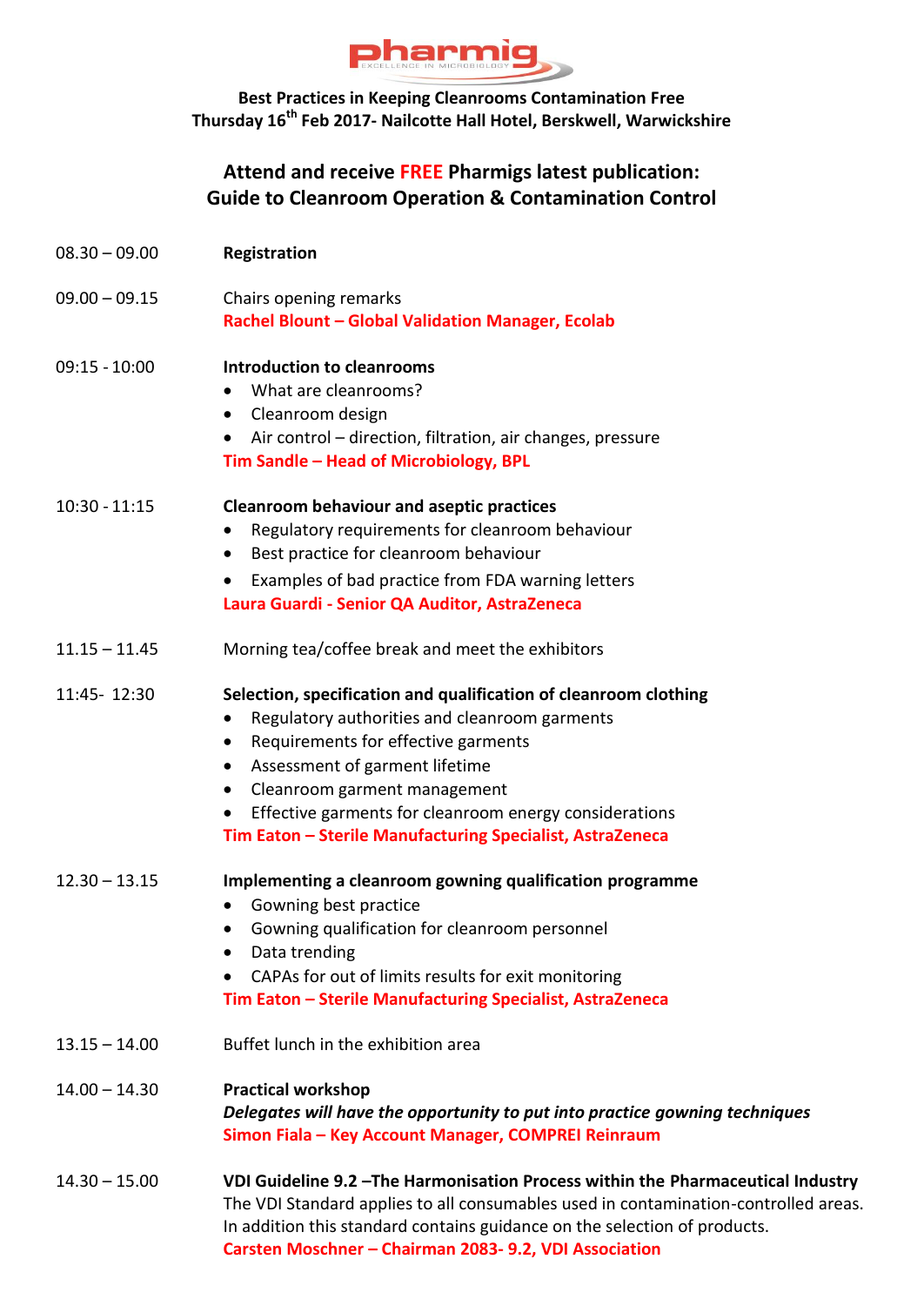**Best Practices in Keeping Cleanrooms Contamination Free**
**Thursday 16th Feb 2017- Nailcotte Hall Hotel, Berskwell, Warwickshire**

## Attend and receive FREE Pharmigs latest publication: Guide to Cleanroom Operation & Contamination Control

08.30 – 09.00 **Registration**

09.00 – 09.15 Chairs opening remarks
**Rachel Blount – Global Validation Manager, Ecolab**

09:15 - 10:00 **Introduction to cleanrooms**

- What are cleanrooms?
- Cleanroom design
- Air control – direction, filtration, air changes, pressure

**Tim Sandle – Head of Microbiology, BPL**

10:30 - 11:15 **Cleanroom behaviour and aseptic practices**

- Regulatory requirements for cleanroom behaviour
- Best practice for cleanroom behaviour
- Examples of bad practice from FDA warning letters

**Laura Guardi - Senior QA Auditor, AstraZeneca**

11.15 – 11.45 Morning tea/coffee break and meet the exhibitors

11:45- 12:30 **Selection, specification and qualification of cleanroom clothing**

- Regulatory authorities and cleanroom garments
- Requirements for effective garments
- Assessment of garment lifetime
- Cleanroom garment management
- Effective garments for cleanroom energy considerations

**Tim Eaton – Sterile Manufacturing Specialist, AstraZeneca**

12.30 – 13.15 **Implementing a cleanroom gowning qualification programme**

- Gowning best practice
- Gowning qualification for cleanroom personnel
- Data trending
- CAPAs for out of limits results for exit monitoring

**Tim Eaton – Sterile Manufacturing Specialist, AstraZeneca**

13.15 – 14.00 Buffet lunch in the exhibition area

14.00 – 14.30 **Practical workshop**
***Delegates will have the opportunity to put into practice gowning techniques***
**Simon Fiala – Key Account Manager, COMPREI Reinraum**

14.30 – 15.00 **VDI Guideline 9.2 –The Harmonisation Process within the Pharmaceutical Industry**
The VDI Standard applies to all consumables used in contamination-controlled areas. In addition this standard contains guidance on the selection of products.
**Carsten Moschner – Chairman 2083- 9.2, VDI Association**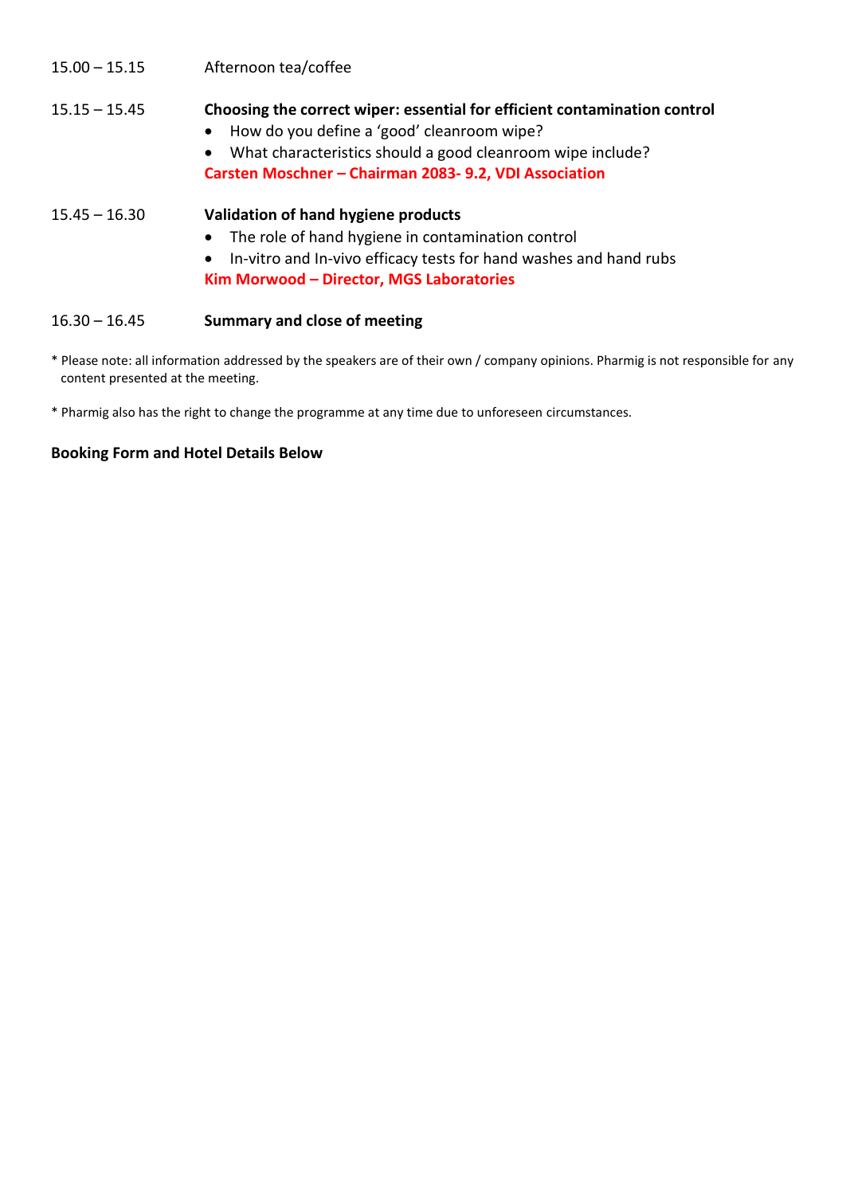15.00 – 15.15 Afternoon tea/coffee

15.15 – 15.45 **Choosing the correct wiper: essential for efficient contamination control**

- How do you define a 'good' cleanroom wipe?
- What characteristics should a good cleanroom wipe include?

**Carsten Moschner – Chairman 2083- 9.2, VDI Association**

15.45 – 16.30 **Validation of hand hygiene products**

- The role of hand hygiene in contamination control
- In-vitro and In-vivo efficacy tests for hand washes and hand rubs

**Kim Morwood – Director, MGS Laboratories**

16.30 – 16.45 **Summary and close of meeting**

* Please note: all information addressed by the speakers are of their own / company opinions. Pharmig is not responsible for any content presented at the meeting.

* Pharmig also has the right to change the programme at any time due to unforeseen circumstances.

**Booking Form and Hotel Details Below**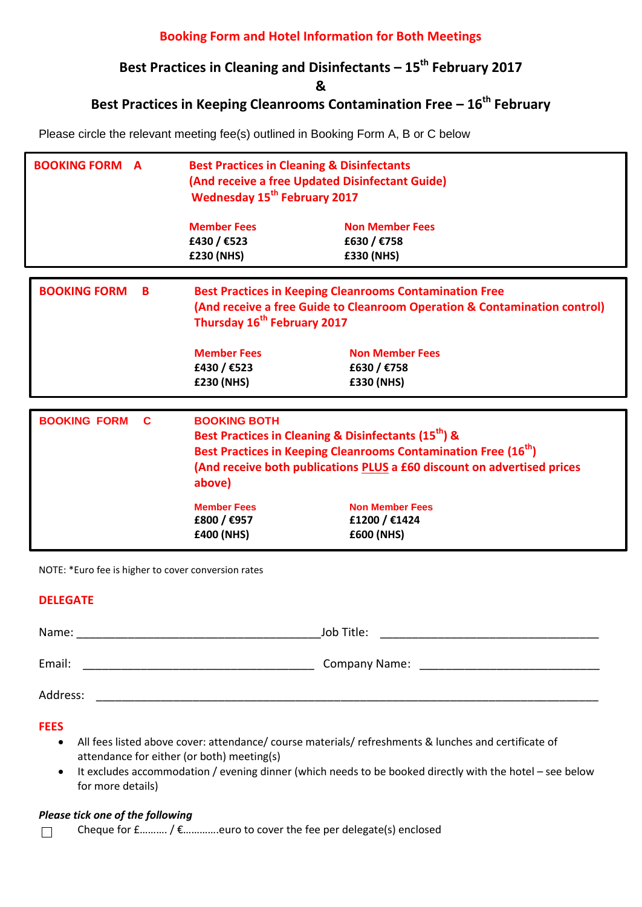## Booking Form and Hotel Information for Both Meetings

### Best Practices in Cleaning and Disinfectants – 15th February 2017
### &
### Best Practices in Keeping Cleanrooms Contamination Free – 16th February

Please circle the relevant meeting fee(s) outlined in Booking Form A, B or C below

| **BOOKING FORM A** | **Best Practices in Cleaning & Disinfectants**<br>**(And receive a free Updated Disinfectant Guide)**<br>**Wednesday 15th February 2017** | |
|---|---|---|
| | **Member Fees**<br>**£430 / €523**<br>**£230 (NHS)** | **Non Member Fees**<br>**£630 / €758**<br>**£330 (NHS)** |

| **BOOKING FORM B** | **Best Practices in Keeping Cleanrooms Contamination Free**<br>**(And receive a free Guide to Cleanroom Operation & Contamination control)**<br>**Thursday 16th February 2017** | |
|---|---|---|
| | **Member Fees**<br>**£430 / €523**<br>**£230 (NHS)** | **Non Member Fees**<br>**£630 / €758**<br>**£330 (NHS)** |

| **BOOKING FORM C** | **BOOKING BOTH**<br>**Best Practices in Cleaning & Disinfectants (15th) &**<br>**Best Practices in Keeping Cleanrooms Contamination Free (16th)**<br>**(And receive both publications PLUS a £60 discount on advertised prices above)** | |
|---|---|---|
| | **Member Fees**<br>**£800 / €957**<br>**£400 (NHS)** | **Non Member Fees**<br>**£1200 / €1424**<br>**£600 (NHS)** |

NOTE: *Euro fee is higher to cover conversion rates

## DELEGATE

Name: ________________________________________ Job Title: ___________________________________

Email: ______________________________________ Company Name: ____________________________

Address: ______________________________________________________________________________

## FEES

- All fees listed above cover: attendance/ course materials/ refreshments & lunches and certificate of attendance for either (or both) meeting(s)
- It excludes accommodation / evening dinner (which needs to be booked directly with the hotel – see below for more details)

***Please tick one of the following***

☐ Cheque for £………. / €………….euro to cover the fee per delegate(s) enclosed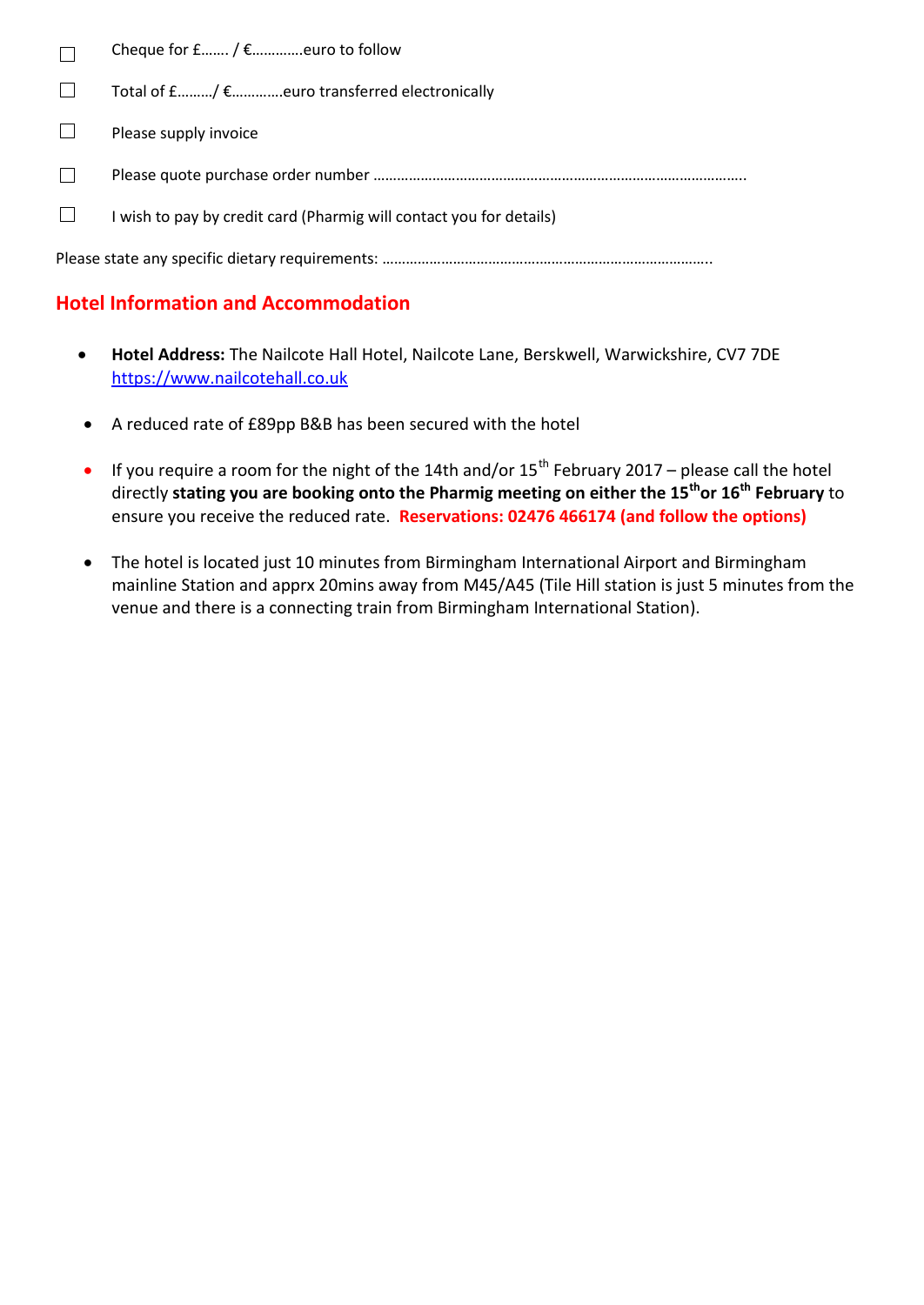- ☐ Cheque for £……. / €………….euro to follow
- ☐ Total of £………/ €………….euro transferred electronically
- ☐ Please supply invoice
- ☐ Please quote purchase order number …………………………………………………………………………………..
- ☐ I wish to pay by credit card (Pharmig will contact you for details)

Please state any specific dietary requirements: ………………………………………………………………………..

## Hotel Information and Accommodation

- **Hotel Address:** The Nailcote Hall Hotel, Nailcote Lane, Berskwell, Warwickshire, CV7 7DE [https://www.nailcotehall.co.uk](https://www.nailcotehall.co.uk)
- A reduced rate of £89pp B&B has been secured with the hotel
- If you require a room for the night of the 14th and/or 15th February 2017 – please call the hotel directly **stating you are booking onto the Pharmig meeting on either the 15th or 16th February** to ensure you receive the reduced rate. **Reservations: 02476 466174 (and follow the options)**
- The hotel is located just 10 minutes from Birmingham International Airport and Birmingham mainline Station and apprx 20mins away from M45/A45 (Tile Hill station is just 5 minutes from the venue and there is a connecting train from Birmingham International Station).